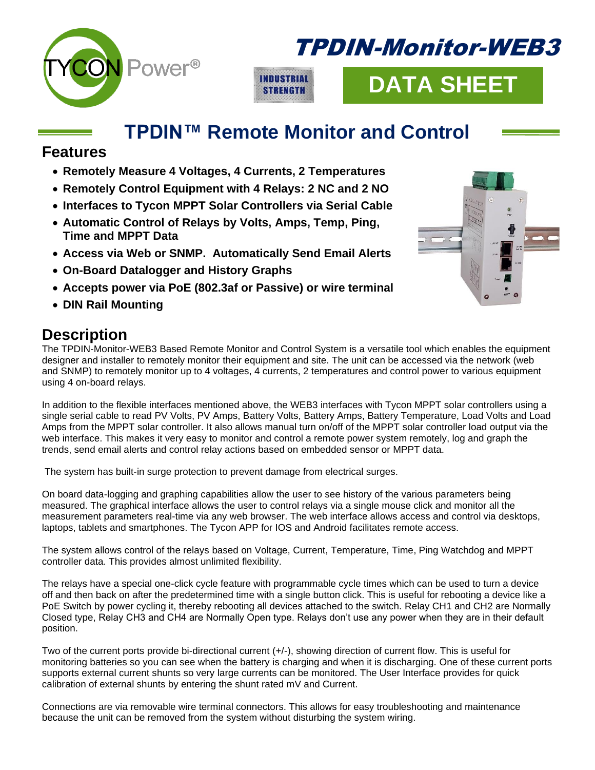# TPDIN-Monitor-WEB3

TYCON Power®

INDUSTRIAL STRENGTH

**DATA SHEET**

## TPDIN™ Remote Monitor and Control

### Features

- **Remotely Measure 4 Voltages, 4 Currents, 2 Temperatures**
- **Remotely Control Equipment with 4 Relays: 2 NC and 2 NO**
- **Interfaces to Tycon MPPT Solar Controllers via Serial Cable**
- **Automatic Control of Relays by Volts, Amps, Temp, Ping, Time and MPPT Data**
- **Access via Web or SNMP. Automatically Send Email Alerts**
- **On-Board Datalogger and History Graphs**
- **Accepts power via PoE (802.3af or Passive) or wire terminal**
- **DIN Rail Mounting**

### Description

The TPDIN-Monitor-WEB3 Based Remote Monitor and Control System is a versatile tool which enables the equipment designer and installer to remotely monitor their equipment and site. The unit can be accessed via the network (web and SNMP) to remotely monitor up to 4 voltages, 4 currents, 2 temperatures and control power to various equipment using 4 on-board relays.

In addition to the flexible interfaces mentioned above, the WEB3 interfaces with Tycon MPPT solar controllers using a single serial cable to read PV Volts, PV Amps, Battery Volts, Battery Amps, Battery Temperature, Load Volts and Load Amps from the MPPT solar controller. It also allows manual turn on/off of the MPPT solar controller load output via the web interface. This makes it very easy to monitor and control a remote power system remotely, log and graph the trends, send email alerts and control relay actions based on embedded sensor or MPPT data.

The system has built-in surge protection to prevent damage from electrical surges.

On board data-logging and graphing capabilities allow the user to see history of the various parameters being measured. The graphical interface allows the user to control relays via a single mouse click and monitor all the measurement parameters real-time via any web browser. The web interface allows access and control via desktops, laptops, tablets and smartphones. The Tycon APP for IOS and Android facilitates remote access.

The system allows control of the relays based on Voltage, Current, Temperature, Time, Ping Watchdog and MPPT controller data. This provides almost unlimited flexibility.

The relays have a special one-click cycle feature with programmable cycle times which can be used to turn a device off and then back on after the predetermined time with a single button click. This is useful for rebooting a device like a PoE Switch by power cycling it, thereby rebooting all devices attached to the switch. Relay CH1 and CH2 are Normally Closed type, Relay CH3 and CH4 are Normally Open type. Relays don't use any power when they are in their default position.

Two of the current ports provide bi-directional current (+/-), showing direction of current flow. This is useful for monitoring batteries so you can see when the battery is charging and when it is discharging. One of these current ports supports external current shunts so very large currents can be monitored. The User Interface provides for quick calibration of external shunts by entering the shunt rated mV and Current.

Connections are via removable wire terminal connectors. This allows for easy troubleshooting and maintenance because the unit can be removed from the system without disturbing the system wiring.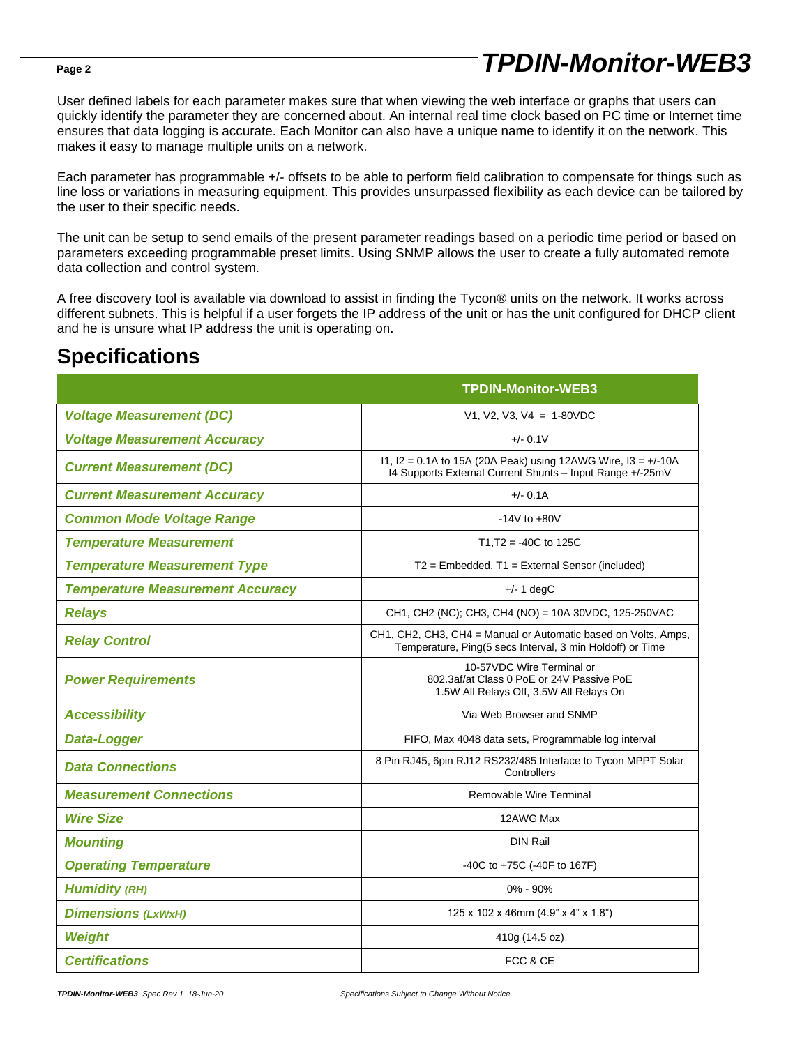User defined labels for each parameter makes sure that when viewing the web interface or graphs that users can quickly identify the parameter they are concerned about. An internal real time clock based on PC time or Internet time ensures that data logging is accurate. Each Monitor can also have a unique name to identify it on the network. This makes it easy to manage multiple units on a network.

Each parameter has programmable +/- offsets to be able to perform field calibration to compensate for things such as line loss or variations in measuring equipment. This provides unsurpassed flexibility as each device can be tailored by the user to their specific needs.

The unit can be setup to send emails of the present parameter readings based on a periodic time period or based on parameters exceeding programmable preset limits. Using SNMP allows the user to create a fully automated remote data collection and control system.

A free discovery tool is available via download to assist in finding the Tycon® units on the network. It works across different subnets. This is helpful if a user forgets the IP address of the unit or has the unit configured for DHCP client and he is unsure what IP address the unit is operating on.

## Specifications

| | TPDIN-Monitor-WEB3 |
|---|---|
| ***Voltage Measurement (DC)*** | V1, V2, V3, V4 = 1-80VDC |
| ***Voltage Measurement Accuracy*** | +/- 0.1V |
| ***Current Measurement (DC)*** | I1, I2 = 0.1A to 15A (20A Peak) using 12AWG Wire, I3 = +/-10A<br>I4 Supports External Current Shunts – Input Range +/-25mV |
| ***Current Measurement Accuracy*** | +/- 0.1A |
| ***Common Mode Voltage Range*** | -14V to +80V |
| ***Temperature Measurement*** | T1,T2 = -40C to 125C |
| ***Temperature Measurement Type*** | T2 = Embedded, T1 = External Sensor (included) |
| ***Temperature Measurement Accuracy*** | +/- 1 degC |
| ***Relays*** | CH1, CH2 (NC); CH3, CH4 (NO) = 10A 30VDC, 125-250VAC |
| ***Relay Control*** | CH1, CH2, CH3, CH4 = Manual or Automatic based on Volts, Amps, Temperature, Ping(5 secs Interval, 3 min Holdoff) or Time |
| ***Power Requirements*** | 10-57VDC Wire Terminal or<br>802.3af/at Class 0 PoE or 24V Passive PoE<br>1.5W All Relays Off, 3.5W All Relays On |
| ***Accessibility*** | Via Web Browser and SNMP |
| ***Data-Logger*** | FIFO, Max 4048 data sets, Programmable log interval |
| ***Data Connections*** | 8 Pin RJ45, 6pin RJ12 RS232/485 Interface to Tycon MPPT Solar Controllers |
| ***Measurement Connections*** | Removable Wire Terminal |
| ***Wire Size*** | 12AWG Max |
| ***Mounting*** | DIN Rail |
| ***Operating Temperature*** | -40C to +75C (-40F to 167F) |
| ***Humidity (RH)*** | 0% - 90% |
| ***Dimensions (LxWxH)*** | 125 x 102 x 46mm (4.9" x 4" x 1.8") |
| ***Weight*** | 410g (14.5 oz) |
| ***Certifications*** | FCC & CE |

***TPDIN-Monitor-WEB3*** *Spec Rev 1 18-Jun-20* *Specifications Subject to Change Without Notice*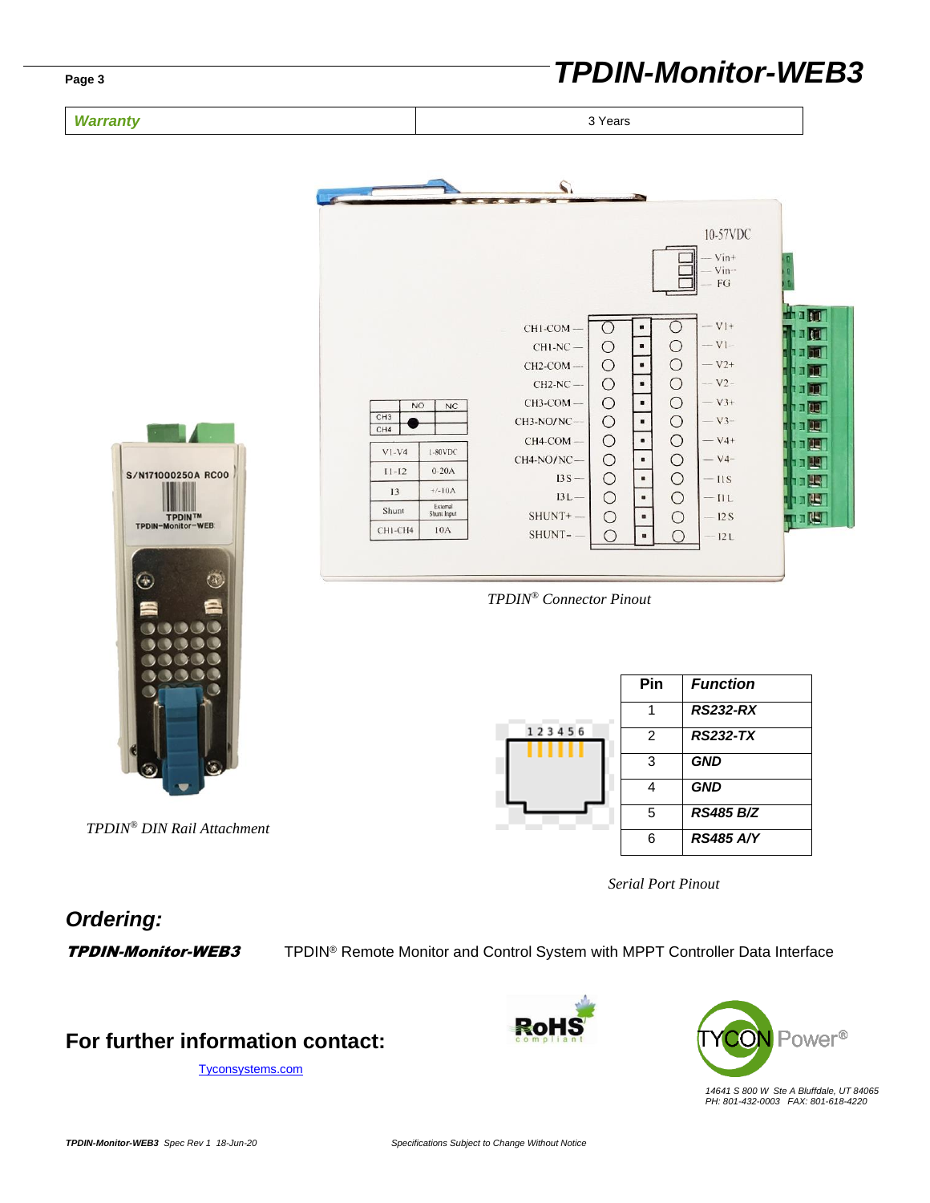| Warranty | 3 Years |
|---|---|

TPDIN® DIN Rail Attachment

TPDIN® Connector Pinout

| Pin | Function |
|---|---|
| 1 | RS232-RX |
| 2 | RS232-TX |
| 3 | GND |
| 4 | GND |
| 5 | RS485 B/Z |
| 6 | RS485 A/Y |

Serial Port Pinout

## Ordering:

***TPDIN-Monitor-WEB3*** TPDIN® Remote Monitor and Control System with MPPT Controller Data Interface

## For further information contact:

[Tyconsystems.com](Tyconsystems.com)

*14641 S 800 W Ste A Bluffdale, UT 84065*
*PH: 801-432-0003 FAX: 801-618-4220*

***TPDIN-Monitor-WEB3*** *Spec Rev 1 18-Jun-20* *Specifications Subject to Change Without Notice*